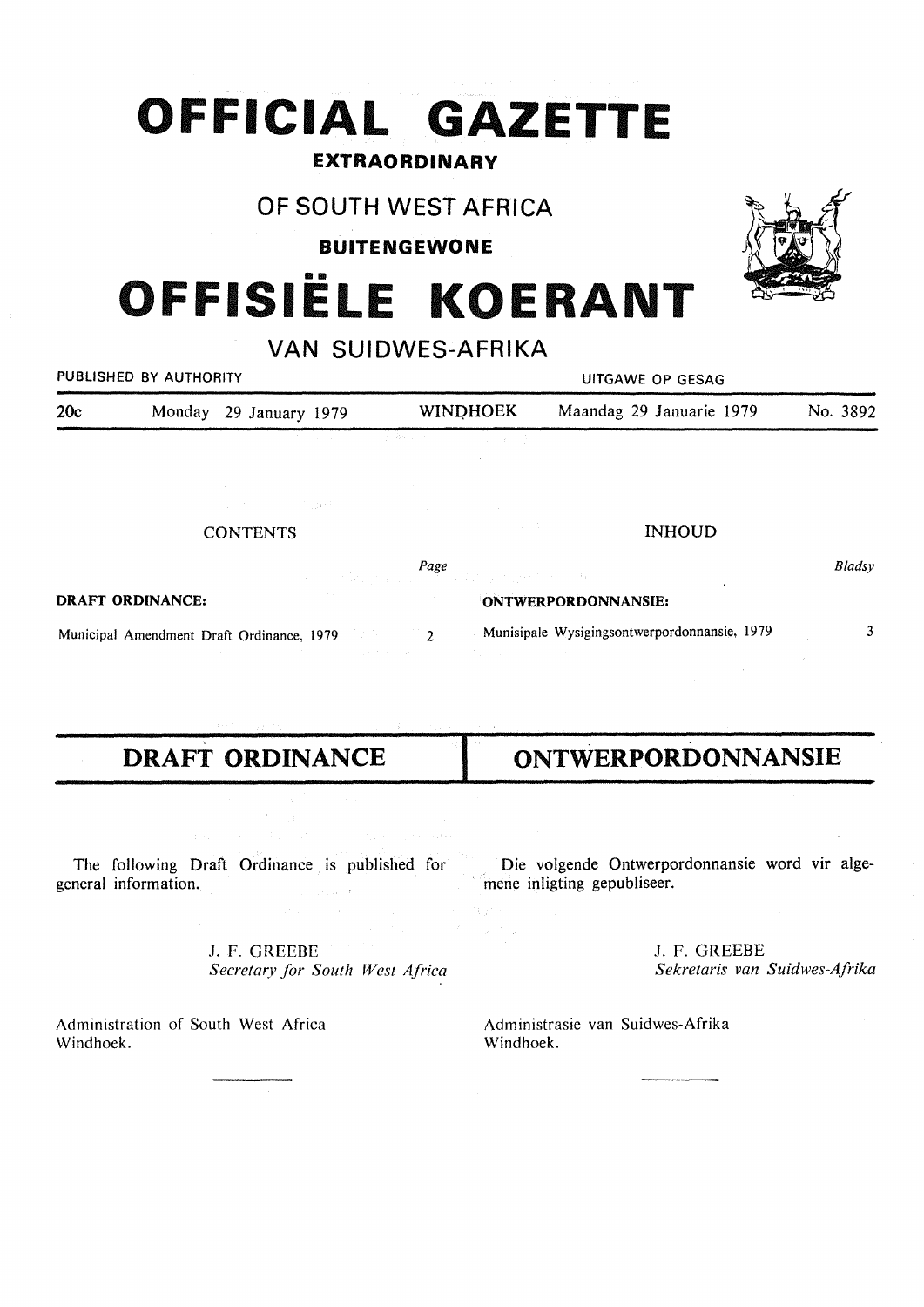# OFFICIAL GAZETTE

**EXTRAORDINARY**

## OF SOUTH WEST AFRICA

**BUITENGEWONE**

# OFFISIËLE KOERANT

## VAN SUIDWES-AFRIKA

PUBLISHED BY AUTHORITY — UITGAWE OP GESAG

| 20c | Monday 29 January 1979 | WINDHOEK | Maandag 29 Januarie 1979 | No. 3892 |
|---|---|---|---|---|

**CONTENTS**

| | Page |
|---|---|
| **DRAFT ORDINANCE:** | |
| Municipal Amendment Draft Ordinance, 1979 | 2 |

**INHOUD**

| | Bladsy |
|---|---|
| **ONTWERPORDONNANSIE:** | |
| Munisipale Wysigingsontwerpordonnansie, 1979 | 3 |

## DRAFT ORDINANCE

The following Draft Ordinance is published for general information.

J. F. GREEBE
*Secretary for South West Africa*

Administration of South West Africa
Windhoek.

## ONTWERPORDONNANSIE

Die volgende Ontwerpordonnansie word vir algemene inligting gepubliseer.

J. F. GREEBE
*Sekretaris van Suidwes-Afrika*

Administrasie van Suidwes-Afrika
Windhoek.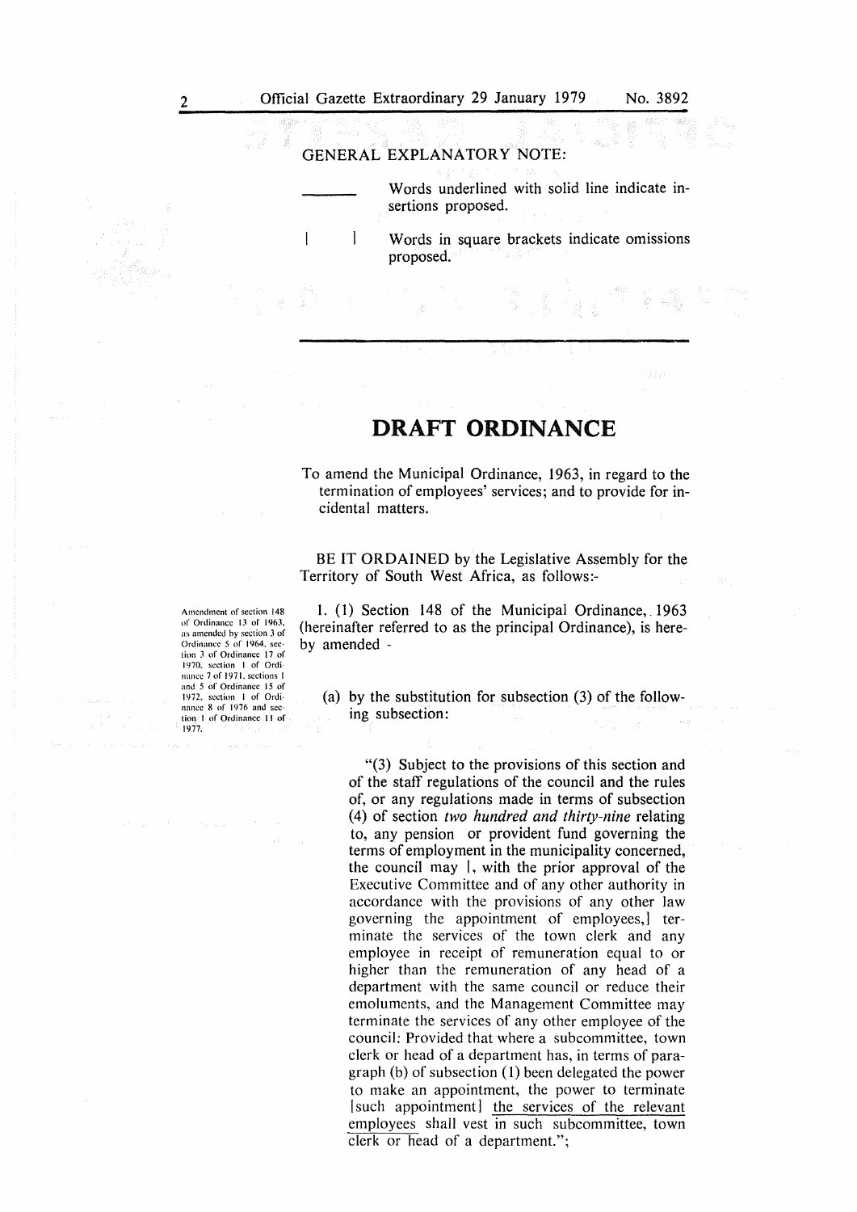GENERAL EXPLANATORY NOTE:

______ Words underlined with solid line indicate insertions proposed.

[ ] Words in square brackets indicate omissions proposed.

# DRAFT ORDINANCE

To amend the Municipal Ordinance, 1963, in regard to the termination of employees' services; and to provide for incidental matters.

BE IT ORDAINED by the Legislative Assembly for the Territory of South West Africa, as follows:-

Amendment of section 148 of Ordinance 13 of 1963, as amended by section 3 of Ordinance 5 of 1964, section 3 of Ordinance 17 of 1970, section 1 of Ordinance 7 of 1971, sections 1 and 5 of Ordinance 15 of 1972, section 1 of Ordinance 8 of 1976 and section 1 of Ordinance 11 of 1977.

1. (1) Section 148 of the Municipal Ordinance, 1963 (hereinafter referred to as the principal Ordinance), is hereby amended -

(a) by the substitution for subsection (3) of the following subsection:

"(3) Subject to the provisions of this section and of the staff regulations of the council and the rules of, or any regulations made in terms of subsection (4) of section *two hundred and thirty-nine* relating to, any pension or provident fund governing the terms of employment in the municipality concerned, the council may [, with the prior approval of the Executive Committee and of any other authority in accordance with the provisions of any other law governing the appointment of employees,] terminate the services of the town clerk and any employee in receipt of remuneration equal to or higher than the remuneration of any head of a department with the same council or reduce their emoluments, and the Management Committee may terminate the services of any other employee of the council: Provided that where a subcommittee, town clerk or head of a department has, in terms of paragraph (b) of subsection (1) been delegated the power to make an appointment, the power to terminate [such appointment] <u>the services of the relevant employees</u> shall vest in such subcommittee, town clerk or head of a department.";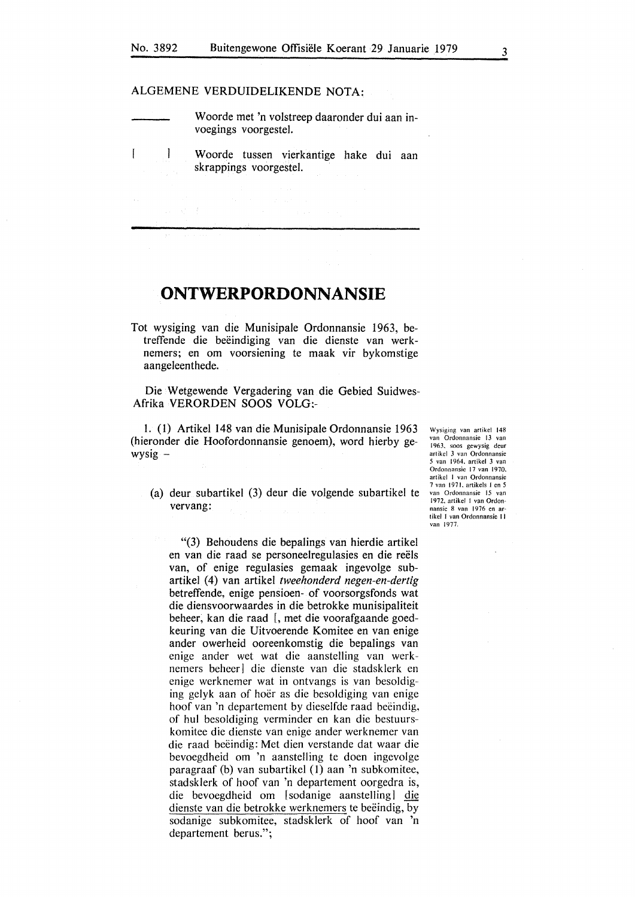ALGEMENE VERDUIDELIKENDE NOTA:

\_\_\_\_\_\_\_\_ Woorde met 'n volstreep daaronder dui aan invoegings voorgestel.

[ ] Woorde tussen vierkantige hake dui aan skrappings voorgestel.

---

# ONTWERPORDONNANSIE

Tot wysiging van die Munisipale Ordonnansie 1963, betreffende die beëindiging van die dienste van werknemers; en om voorsiening te maak vir bykomstige aangeleenthede.

Die Wetgewende Vergadering van die Gebied Suidwes-Afrika VERORDEN SOOS VOLG:-

*Wysiging van artikel 148 van Ordonnansie 13 van 1963, soos gewysig deur artikel 3 van Ordonnansie 5 van 1964, artikel 3 van Ordonnansie 17 van 1970, artikel 1 van Ordonnansie 7 van 1971, artikels 1 en 5 van Ordonnansie 15 van 1972, artikel 1 van Ordonnansie 8 van 1976 en artikel 1 van Ordonnansie 11 van 1977.*

1. (1) Artikel 148 van die Munisipale Ordonnansie 1963 (hieronder die Hoofordonnansie genoem), word hierby gewysig –

(a) deur subartikel (3) deur die volgende subartikel te vervang:

"(3) Behoudens die bepalings van hierdie artikel en van die raad se personeelregulasies en die reëls van, of enige regulasies gemaak ingevolge subartikel (4) van artikel *tweehonderd negen-en-dertig* betreffende, enige pensioen- of voorsorgsfonds wat die diensvoorwaardes in die betrokke munisipaliteit beheer, kan die raad [, met die voorafgaande goedkeuring van die Uitvoerende Komitee en van enige ander owerheid ooreenkomstig die bepalings van enige ander wet wat die aanstelling van werknemers beheer] die dienste van die stadsklerk en enige werknemer wat in ontvangs is van besoldiging gelyk aan of hoër as die besoldiging van enige hoof van 'n departement by dieselfde raad beëindig, of hul besoldiging verminder en kan die bestuurskomitee die dienste van enige ander werknemer van die raad beëindig: Met dien verstande dat waar die bevoegdheid om 'n aanstelling te doen ingevolge paragraaf (b) van subartikel (1) aan 'n subkomitee, stadsklerk of hoof van 'n departement oorgedra is, die bevoegdheid om [sodanige aanstelling] <u>die dienste van die betrokke werknemers</u> te beëindig, by sodanige subkomitee, stadsklerk of hoof van 'n departement berus.";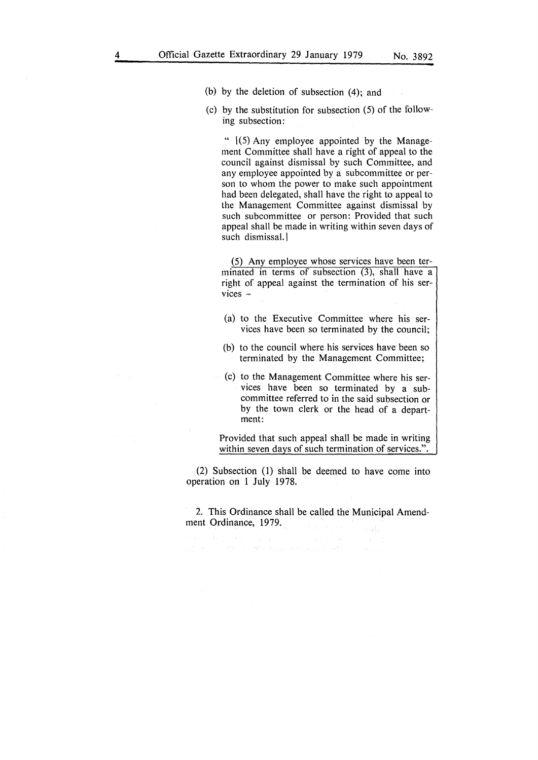(b) by the deletion of subsection (4); and

(c) by the substitution for subsection (5) of the following subsection:

> " [(5) Any employee appointed by the Management Committee shall have a right of appeal to the council against dismissal by such Committee, and any employee appointed by a subcommittee or person to whom the power to make such appointment had been delegated, shall have the right to appeal to the Management Committee against dismissal by such subcommittee or person: Provided that such appeal shall be made in writing within seven days of such dismissal.]
>
> (5) Any employee whose services have been terminated in terms of subsection (3), shall have a right of appeal against the termination of his services –
>
> (a) to the Executive Committee where his services have been so terminated by the council;
>
> (b) to the council where his services have been so terminated by the Management Committee;
>
> (c) to the Management Committee where his services have been so terminated by a subcommittee referred to in the said subsection or by the town clerk or the head of a department:
>
> Provided that such appeal shall be made in writing within seven days of such termination of services.".

(2) Subsection (1) shall be deemed to have come into operation on 1 July 1978.

2. This Ordinance shall be called the Municipal Amendment Ordinance, 1979.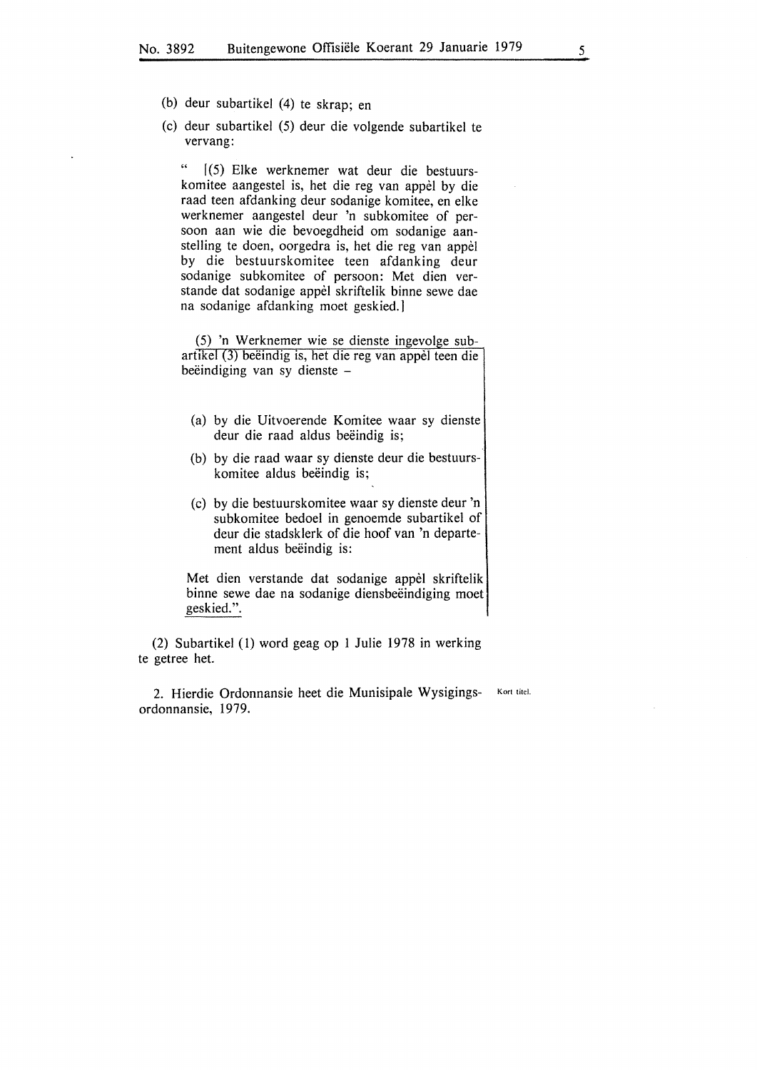(b) deur subartikel (4) te skrap; en

(c) deur subartikel (5) deur die volgende subartikel te vervang:

> " [(5) Elke werknemer wat deur die bestuurskomitee aangestel is, het die reg van appèl by die raad teen afdanking deur sodanige komitee, en elke werknemer aangestel deur 'n subkomitee of persoon aan wie die bevoegdheid om sodanige aanstelling te doen, oorgedra is, het die reg van appèl by die bestuurskomitee teen afdanking deur sodanige subkomitee of persoon: Met dien verstande dat sodanige appèl skriftelik binne sewe dae na sodanige afdanking moet geskied.]
>
> (5) 'n Werknemer wie se dienste ingevolge subartikel (3) beëindig is, het die reg van appèl teen die beëindiging van sy dienste –
>
> (a) by die Uitvoerende Komitee waar sy dienste deur die raad aldus beëindig is;
>
> (b) by die raad waar sy dienste deur die bestuurskomitee aldus beëindig is;
>
> (c) by die bestuurskomitee waar sy dienste deur 'n subkomitee bedoel in genoemde subartikel of deur die stadsklerk of die hoof van 'n departement aldus beëindig is:
>
> Met dien verstande dat sodanige appèl skriftelik binne sewe dae na sodanige diensbeëindiging moet geskied.".

(2) Subartikel (1) word geag op 1 Julie 1978 in werking te getree het.

Kort titel.

2. Hierdie Ordonnansie heet die Munisipale Wysigingsordonnansie, 1979.